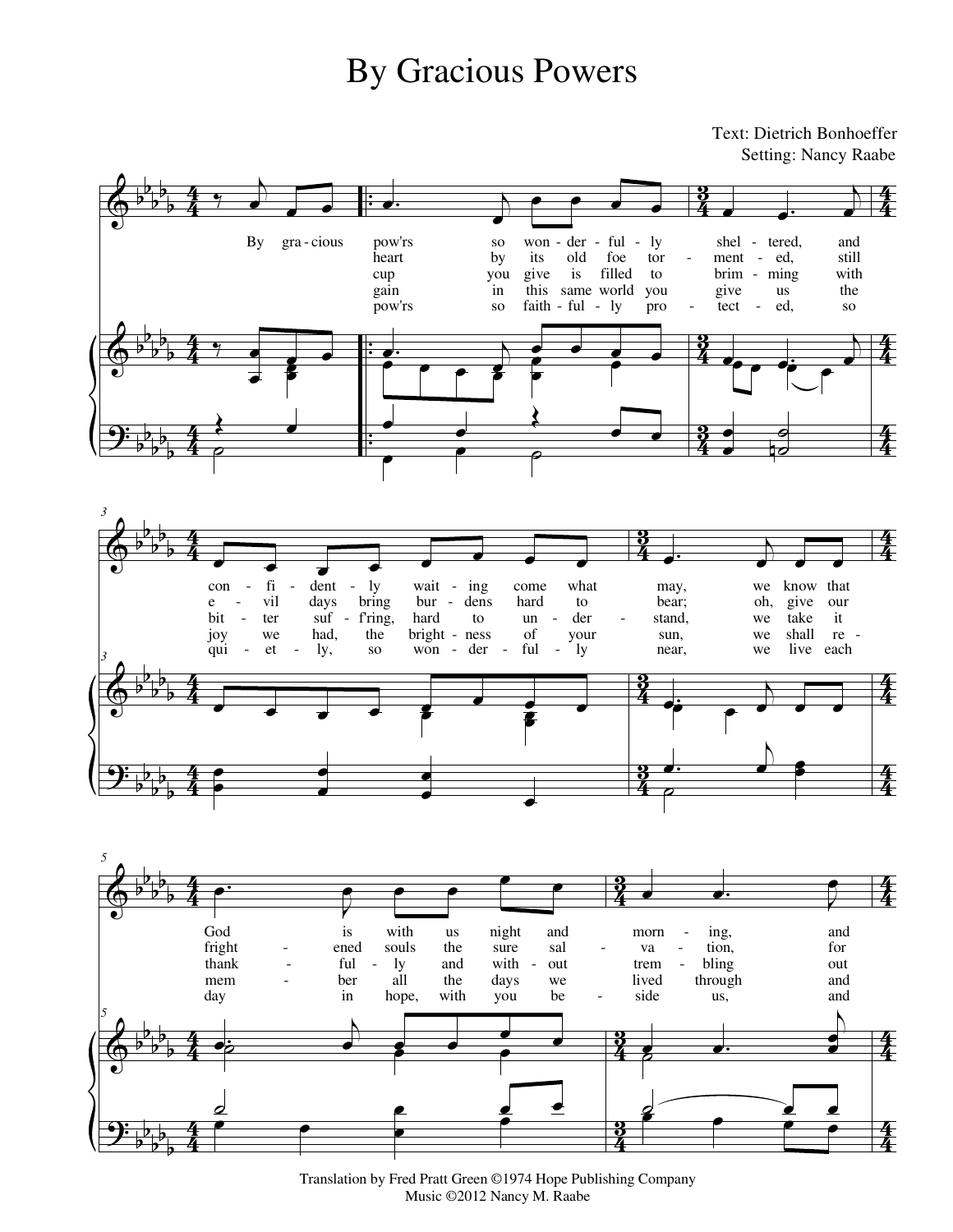# By Gracious Powers

Text: Dietrich Bonhoeffer
Setting: Nancy Raabe

By gracious

1. pow'rs so won-der-ful-ly shel-tered, and con-fi-dent-ly wait-ing come what may, we know that God is with us night and morn-ing, and
2. heart by its old foe tor-ment-ed, still e-vil days bring bur-dens hard to bear; oh, give our fright-ened souls the sure sal-va-tion, for
3. cup you give is filled to brim-ming with bit-ter suf-f'ring, hard to un-der-stand, we take it thank-ful-ly and with-out trem-bling out
4. gain in this same world you give us the joy we had, the bright-ness of your sun, we shall re-mem-ber all the days we lived through and
5. pow'rs so faith-ful-ly pro-tect-ed, so qui-et-ly, so won-der-ful-ly near, we live each day in hope, with you be-side us, and

Translation by Fred Pratt Green ©1974 Hope Publishing Company
Music ©2012 Nancy M. Raabe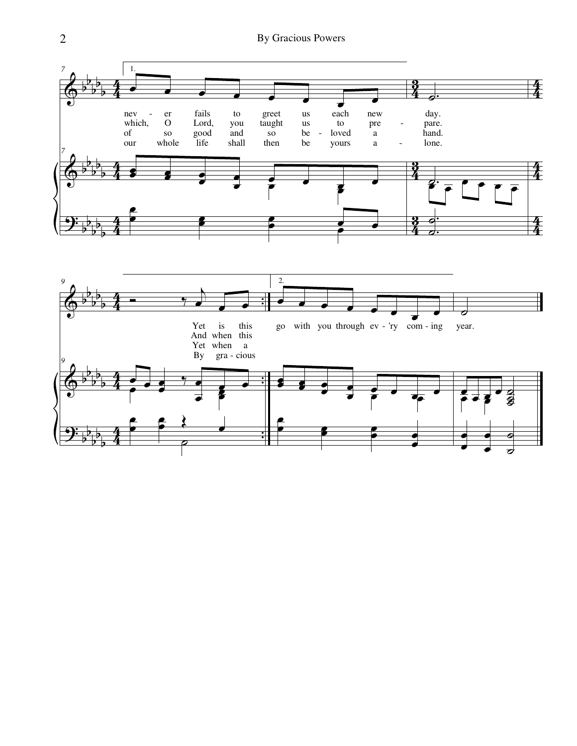nev - er fails to greet us each new day.
which, O Lord, you taught us to pre - pare.
of so good and so be - loved a hand.
our whole life shall then be yours a - lone.

Yet is this
And when this
Yet when a
By gra - cious

go with you through ev - 'ry com - ing year.